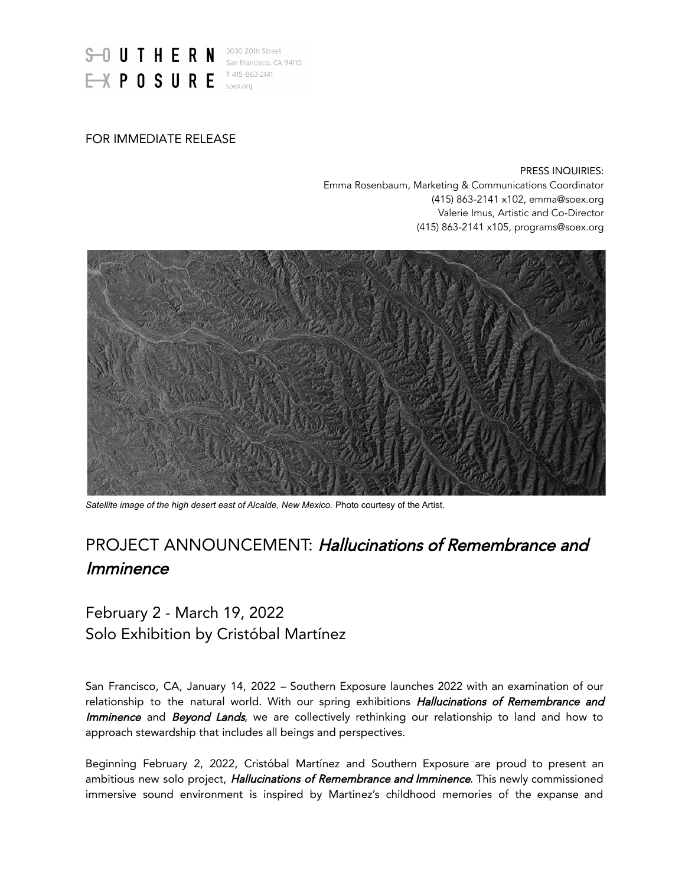SOUTHERN EXPOSURE
3030 20th Street
San Francisco, CA 94110
T 415-863-2141
soex.org

FOR IMMEDIATE RELEASE

PRESS INQUIRIES:
Emma Rosenbaum, Marketing & Communications Coordinator
(415) 863-2141 x102, emma@soex.org
Valerie Imus, Artistic and Co-Director
(415) 863-2141 x105, programs@soex.org

*Satellite image of the high desert east of Alcalde, New Mexico.* Photo courtesy of the Artist.

# PROJECT ANNOUNCEMENT: *Hallucinations of Remembrance and Imminence*

## February 2 - March 19, 2022
## Solo Exhibition by Cristóbal Martínez

San Francisco, CA, January 14, 2022 – Southern Exposure launches 2022 with an examination of our relationship to the natural world. With our spring exhibitions ***Hallucinations of Remembrance and Imminence*** and ***Beyond Lands***, we are collectively rethinking our relationship to land and how to approach stewardship that includes all beings and perspectives.

Beginning February 2, 2022, Cristóbal Martínez and Southern Exposure are proud to present an ambitious new solo project, ***Hallucinations of Remembrance and Imminence***. This newly commissioned immersive sound environment is inspired by Martinez's childhood memories of the expanse and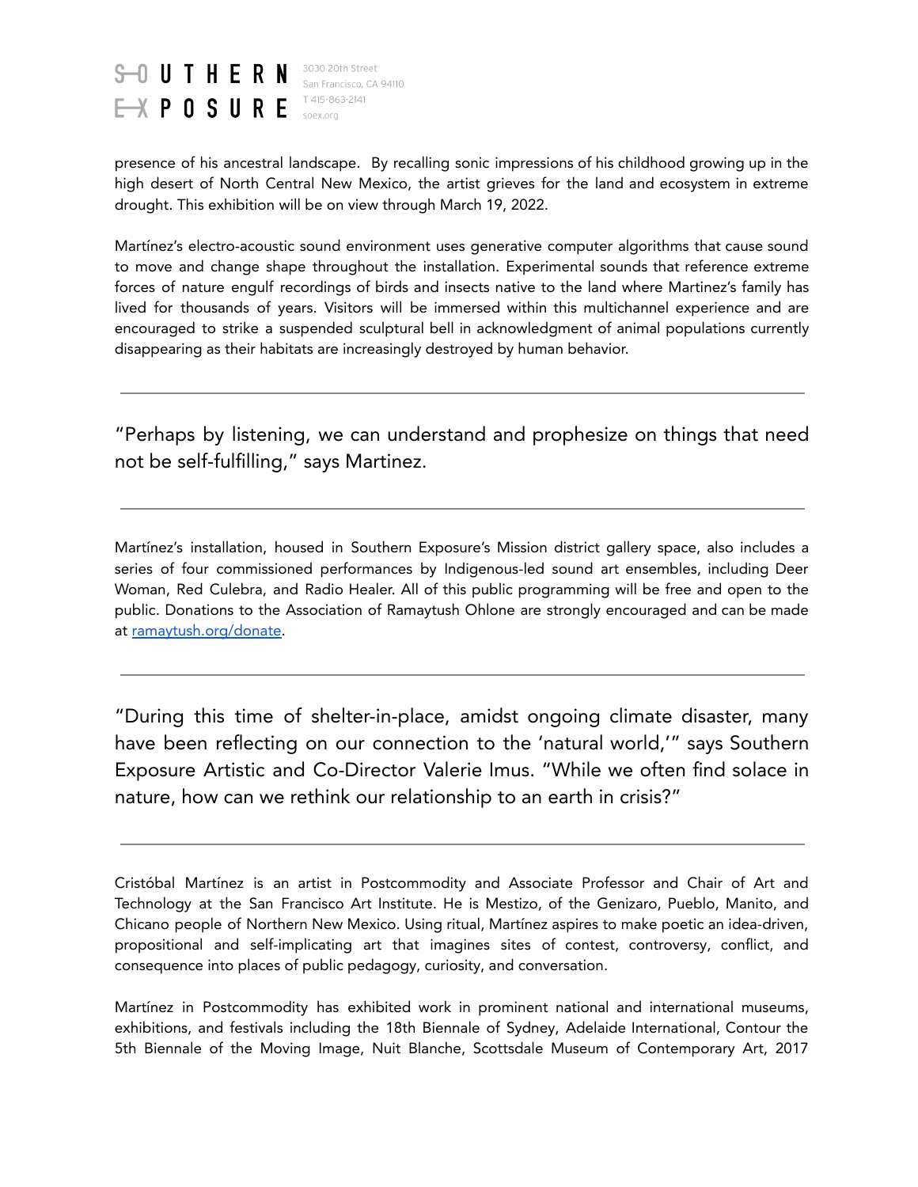presence of his ancestral landscape. By recalling sonic impressions of his childhood growing up in the high desert of North Central New Mexico, the artist grieves for the land and ecosystem in extreme drought. This exhibition will be on view through March 19, 2022.

Martínez's electro-acoustic sound environment uses generative computer algorithms that cause sound to move and change shape throughout the installation. Experimental sounds that reference extreme forces of nature engulf recordings of birds and insects native to the land where Martinez's family has lived for thousands of years. Visitors will be immersed within this multichannel experience and are encouraged to strike a suspended sculptural bell in acknowledgment of animal populations currently disappearing as their habitats are increasingly destroyed by human behavior.

---

"Perhaps by listening, we can understand and prophesize on things that need not be self-fulfilling," says Martinez.

---

Martínez's installation, housed in Southern Exposure's Mission district gallery space, also includes a series of four commissioned performances by Indigenous-led sound art ensembles, including Deer Woman, Red Culebra, and Radio Healer. All of this public programming will be free and open to the public. Donations to the Association of Ramaytush Ohlone are strongly encouraged and can be made at [ramaytush.org/donate](ramaytush.org/donate).

---

"During this time of shelter-in-place, amidst ongoing climate disaster, many have been reflecting on our connection to the 'natural world,'" says Southern Exposure Artistic and Co-Director Valerie Imus. "While we often find solace in nature, how can we rethink our relationship to an earth in crisis?"

---

Cristóbal Martínez is an artist in Postcommodity and Associate Professor and Chair of Art and Technology at the San Francisco Art Institute. He is Mestizo, of the Genizaro, Pueblo, Manito, and Chicano people of Northern New Mexico. Using ritual, Martínez aspires to make poetic an idea-driven, propositional and self-implicating art that imagines sites of contest, controversy, conflict, and consequence into places of public pedagogy, curiosity, and conversation.

Martínez in Postcommodity has exhibited work in prominent national and international museums, exhibitions, and festivals including the 18th Biennale of Sydney, Adelaide International, Contour the 5th Biennale of the Moving Image, Nuit Blanche, Scottsdale Museum of Contemporary Art, 2017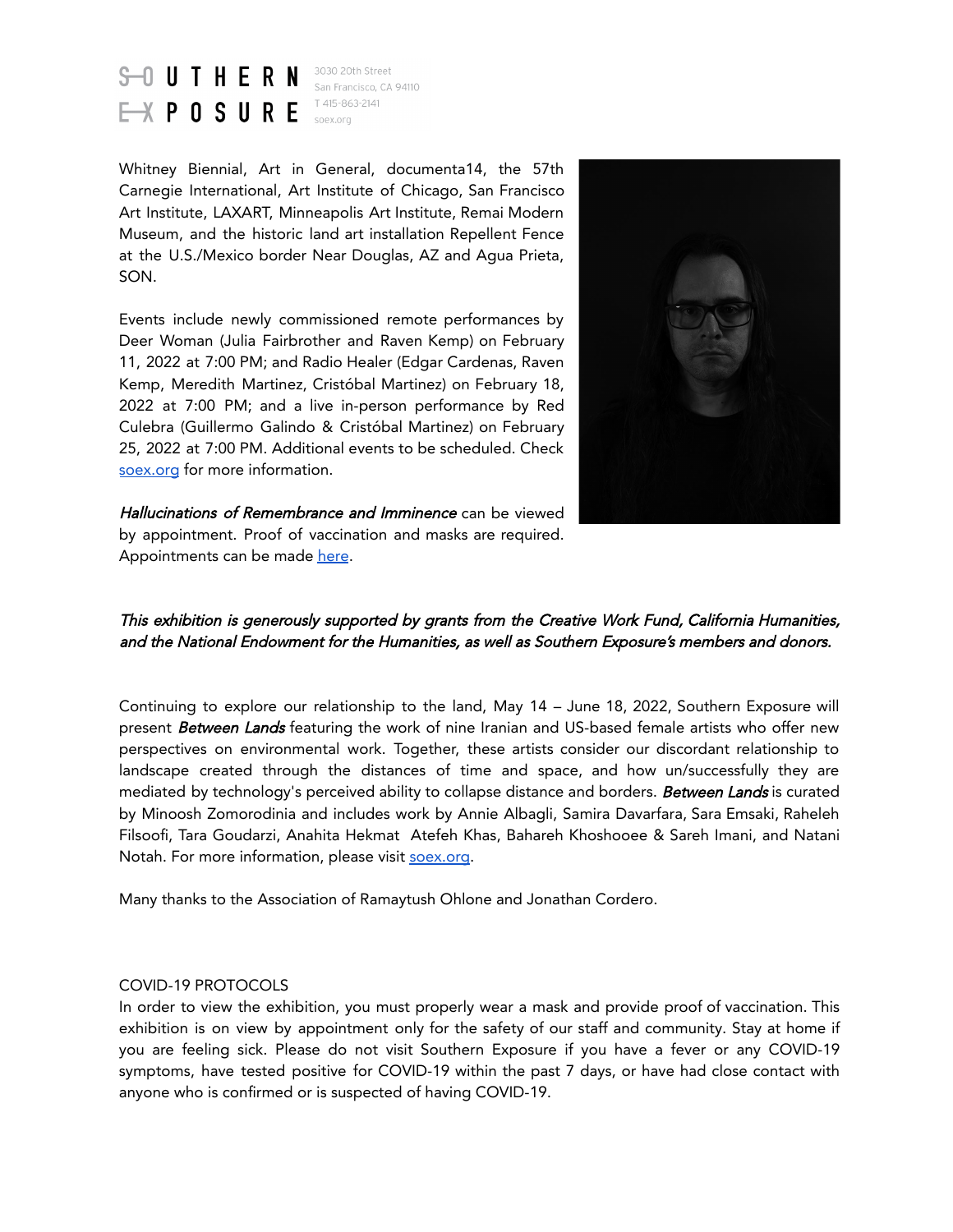Whitney Biennial, Art in General, documenta14, the 57th Carnegie International, Art Institute of Chicago, San Francisco Art Institute, LAXART, Minneapolis Art Institute, Remai Modern Museum, and the historic land art installation Repellent Fence at the U.S./Mexico border Near Douglas, AZ and Agua Prieta, SON.

Events include newly commissioned remote performances by Deer Woman (Julia Fairbrother and Raven Kemp) on February 11, 2022 at 7:00 PM; and Radio Healer (Edgar Cardenas, Raven Kemp, Meredith Martinez, Cristóbal Martinez) on February 18, 2022 at 7:00 PM; and a live in-person performance by Red Culebra (Guillermo Galindo & Cristóbal Martinez) on February 25, 2022 at 7:00 PM. Additional events to be scheduled. Check [soex.org](soex.org) for more information.

*Hallucinations of Remembrance and Imminence* can be viewed by appointment. Proof of vaccination and masks are required. Appointments can be made [here]().

*This exhibition is generously supported by grants from the Creative Work Fund, California Humanities, and the National Endowment for the Humanities, as well as Southern Exposure's members and donors.*

Continuing to explore our relationship to the land, May 14 – June 18, 2022, Southern Exposure will present ***Between Lands*** featuring the work of nine Iranian and US-based female artists who offer new perspectives on environmental work. Together, these artists consider our discordant relationship to landscape created through the distances of time and space, and how un/successfully they are mediated by technology's perceived ability to collapse distance and borders. ***Between Lands*** is curated by Minoosh Zomorodinia and includes work by Annie Albagli, Samira Davarfara, Sara Emsaki, Raheleh Filsoofi, Tara Goudarzi, Anahita Hekmat Atefeh Khas, Bahareh Khoshooee & Sareh Imani, and Natani Notah. For more information, please visit [soex.org](soex.org).

Many thanks to the Association of Ramaytush Ohlone and Jonathan Cordero.

COVID-19 PROTOCOLS

In order to view the exhibition, you must properly wear a mask and provide proof of vaccination. This exhibition is on view by appointment only for the safety of our staff and community. Stay at home if you are feeling sick. Please do not visit Southern Exposure if you have a fever or any COVID-19 symptoms, have tested positive for COVID-19 within the past 7 days, or have had close contact with anyone who is confirmed or is suspected of having COVID-19.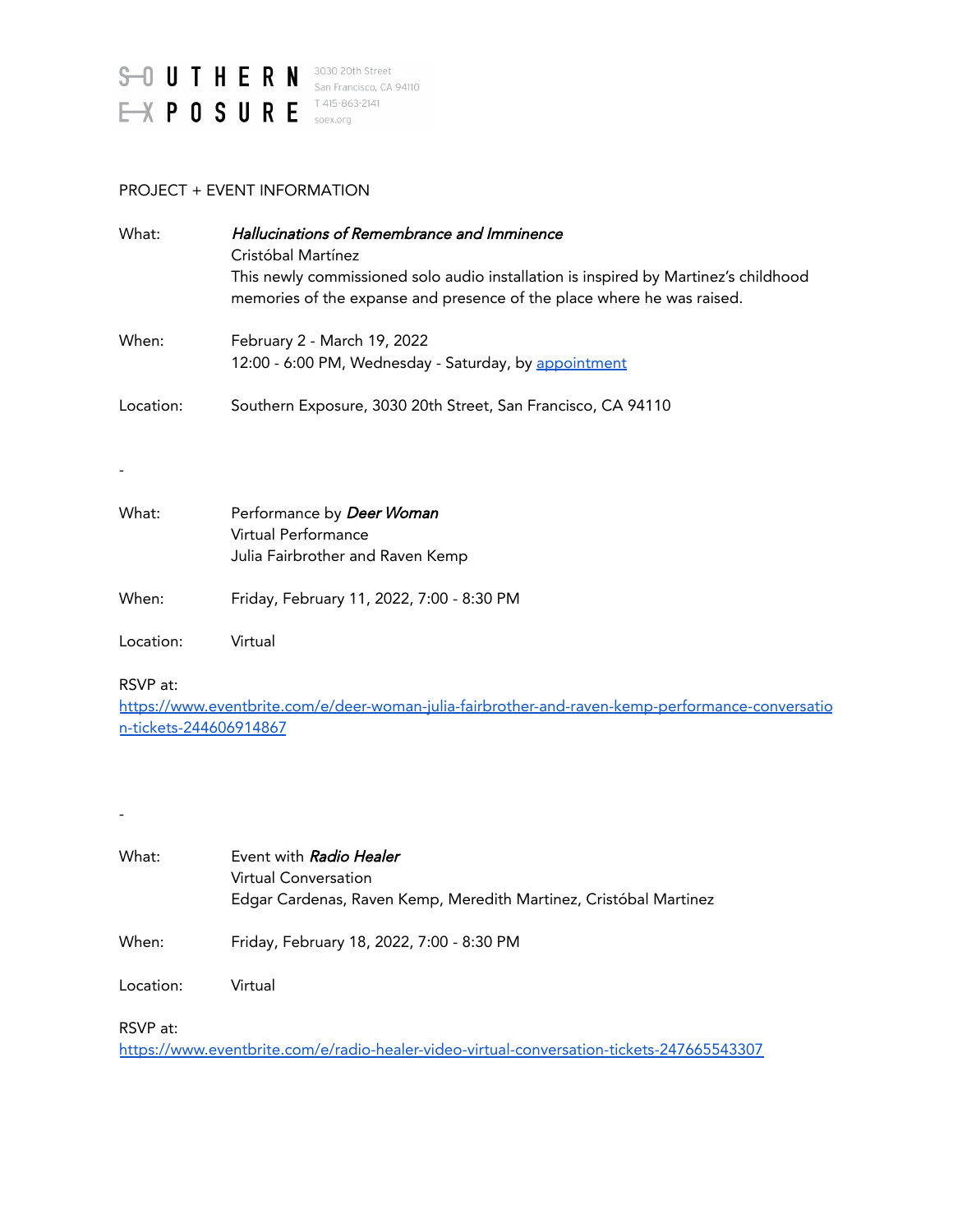SOUTHERN EXPOSURE
3030 20th Street
San Francisco, CA 94110
T 415-863-2141
soex.org

PROJECT + EVENT INFORMATION

What: *Hallucinations of Remembrance and Imminence*
Cristóbal Martínez
This newly commissioned solo audio installation is inspired by Martinez's childhood memories of the expanse and presence of the place where he was raised.

When: February 2 - March 19, 2022
12:00 - 6:00 PM, Wednesday - Saturday, by [appointment]

Location: Southern Exposure, 3030 20th Street, San Francisco, CA 94110

-

What: Performance by ***Deer Woman***
Virtual Performance
Julia Fairbrother and Raven Kemp

When: Friday, February 11, 2022, 7:00 - 8:30 PM

Location: Virtual

RSVP at:
https://www.eventbrite.com/e/deer-woman-julia-fairbrother-and-raven-kemp-performance-conversation-tickets-244606914867

-

What: Event with ***Radio Healer***
Virtual Conversation
Edgar Cardenas, Raven Kemp, Meredith Martinez, Cristóbal Martinez

When: Friday, February 18, 2022, 7:00 - 8:30 PM

Location: Virtual

RSVP at:
https://www.eventbrite.com/e/radio-healer-video-virtual-conversation-tickets-247665543307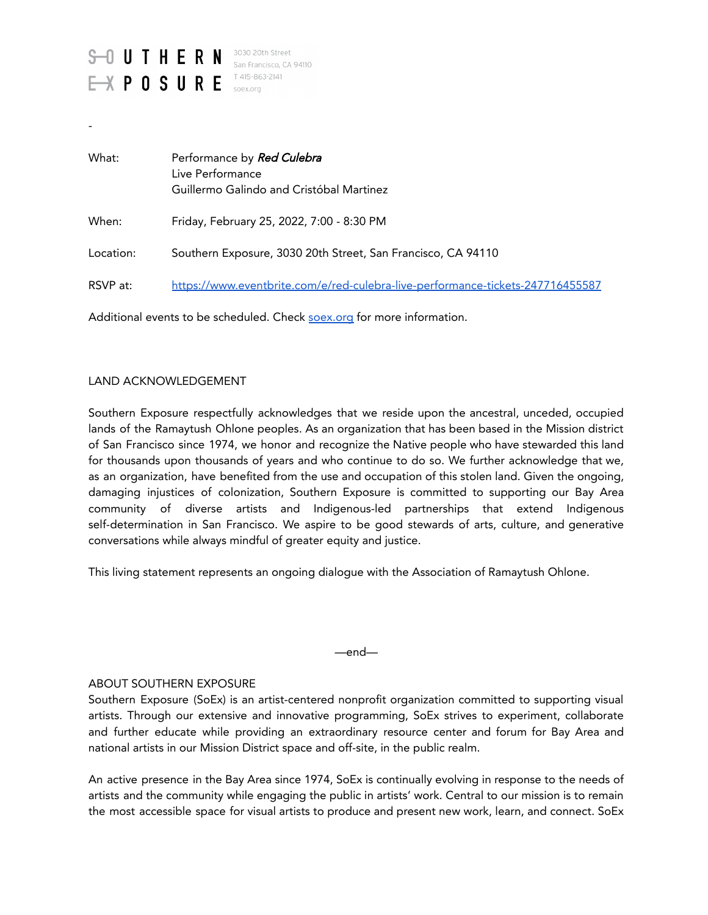SOUTHERN EXPOSURE
3030 20th Street
San Francisco, CA 94110
T 415-863-2141
soex.org

-

| | |
|---|---|
| What: | Performance by ***Red Culebra***<br>Live Performance<br>Guillermo Galindo and Cristóbal Martinez |
| When: | Friday, February 25, 2022, 7:00 - 8:30 PM |
| Location: | Southern Exposure, 3030 20th Street, San Francisco, CA 94110 |
| RSVP at: | [https://www.eventbrite.com/e/red-culebra-live-performance-tickets-247716455587](https://www.eventbrite.com/e/red-culebra-live-performance-tickets-247716455587) |

Additional events to be scheduled. Check [soex.org](https://soex.org) for more information.

LAND ACKNOWLEDGEMENT

Southern Exposure respectfully acknowledges that we reside upon the ancestral, unceded, occupied lands of the Ramaytush Ohlone peoples. As an organization that has been based in the Mission district of San Francisco since 1974, we honor and recognize the Native people who have stewarded this land for thousands upon thousands of years and who continue to do so. We further acknowledge that we, as an organization, have benefited from the use and occupation of this stolen land. Given the ongoing, damaging injustices of colonization, Southern Exposure is committed to supporting our Bay Area community of diverse artists and Indigenous-led partnerships that extend Indigenous self-determination in San Francisco. We aspire to be good stewards of arts, culture, and generative conversations while always mindful of greater equity and justice.

This living statement represents an ongoing dialogue with the Association of Ramaytush Ohlone.

—end—

ABOUT SOUTHERN EXPOSURE

Southern Exposure (SoEx) is an artist-centered nonprofit organization committed to supporting visual artists. Through our extensive and innovative programming, SoEx strives to experiment, collaborate and further educate while providing an extraordinary resource center and forum for Bay Area and national artists in our Mission District space and off-site, in the public realm.

An active presence in the Bay Area since 1974, SoEx is continually evolving in response to the needs of artists and the community while engaging the public in artists' work. Central to our mission is to remain the most accessible space for visual artists to produce and present new work, learn, and connect. SoEx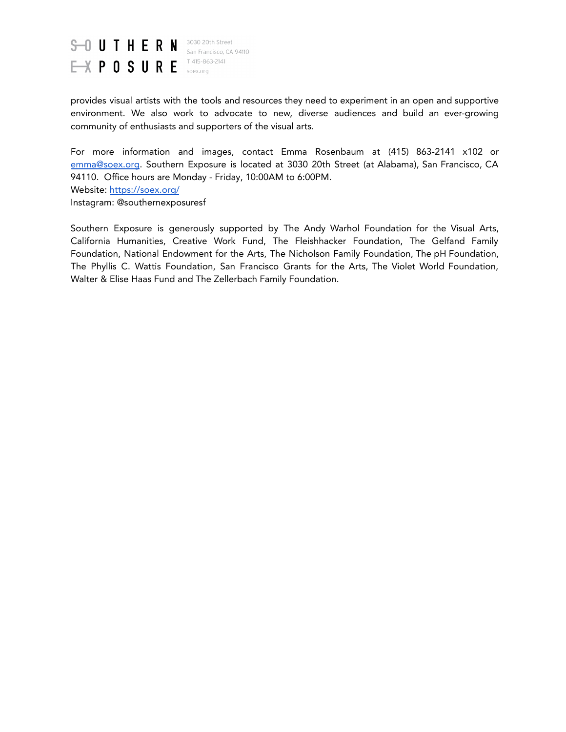provides visual artists with the tools and resources they need to experiment in an open and supportive environment. We also work to advocate to new, diverse audiences and build an ever-growing community of enthusiasts and supporters of the visual arts.

For more information and images, contact Emma Rosenbaum at (415) 863-2141 x102 or [emma@soex.org](mailto:emma@soex.org). Southern Exposure is located at 3030 20th Street (at Alabama), San Francisco, CA 94110. Office hours are Monday - Friday, 10:00AM to 6:00PM.
Website: [https://soex.org/](https://soex.org/)
Instagram: @southernexposuresf

Southern Exposure is generously supported by The Andy Warhol Foundation for the Visual Arts, California Humanities, Creative Work Fund, The Fleishhacker Foundation, The Gelfand Family Foundation, National Endowment for the Arts, The Nicholson Family Foundation, The pH Foundation, The Phyllis C. Wattis Foundation, San Francisco Grants for the Arts, The Violet World Foundation, Walter & Elise Haas Fund and The Zellerbach Family Foundation.